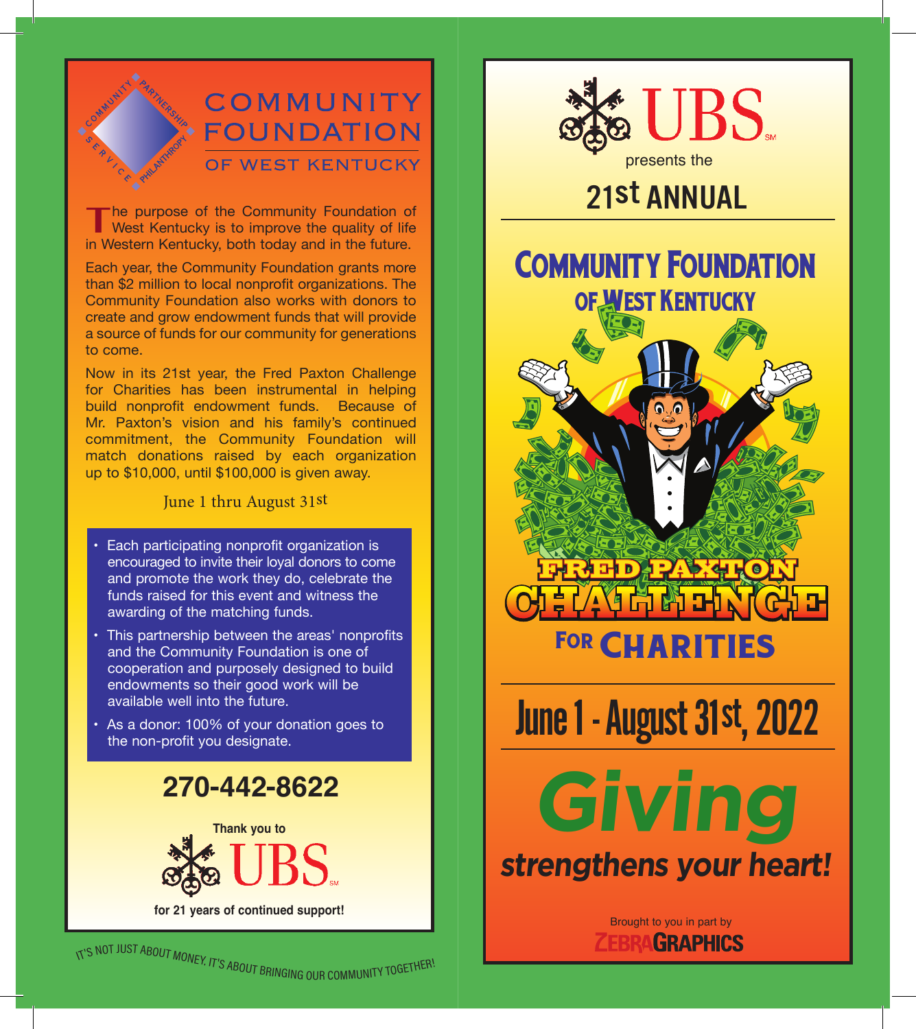# COMMUNITY FOUNDATION OF WEST KENTUCKY

COMMUNITY · PARTNERSHIP · SERVICE · PHILANTHROPY

The purpose of the Community Foundation of West Kentucky is to improve the quality of life in Western Kentucky, both today and in the future.

Each year, the Community Foundation grants more than $2 million to local nonprofit organizations. The Community Foundation also works with donors to create and grow endowment funds that will provide a source of funds for our community for generations to come.

Now in its 21st year, the Fred Paxton Challenge for Charities has been instrumental in helping build nonprofit endowment funds. Because of Mr. Paxton's vision and his family's continued commitment, the Community Foundation will match donations raised by each organization up to $10,000, until $100,000 is given away.

June 1 thru August 31st

- Each participating nonprofit organization is encouraged to invite their loyal donors to come and promote the work they do, celebrate the funds raised for this event and witness the awarding of the matching funds.
- This partnership between the areas' nonprofits and the Community Foundation is one of cooperation and purposely designed to build endowments so their good work will be available well into the future.
- As a donor: 100% of your donation goes to the non-profit you designate.

## 270-442-8622

**Thank you to**

UBS

**for 21 years of continued support!**

IT'S NOT JUST ABOUT MONEY. IT'S ABOUT BRINGING OUR COMMUNITY TOGETHER!

UBS

presents the

## 21st ANNUAL

# COMMUNITY FOUNDATION OF WEST KENTUCKY

# FRED PAXTON CHALLENGE FOR CHARITIES

## June 1 - August 31st, 2022

# *Giving*

## *strengthens your heart!*

Brought to you in part by

ZEBRAGRAPHICS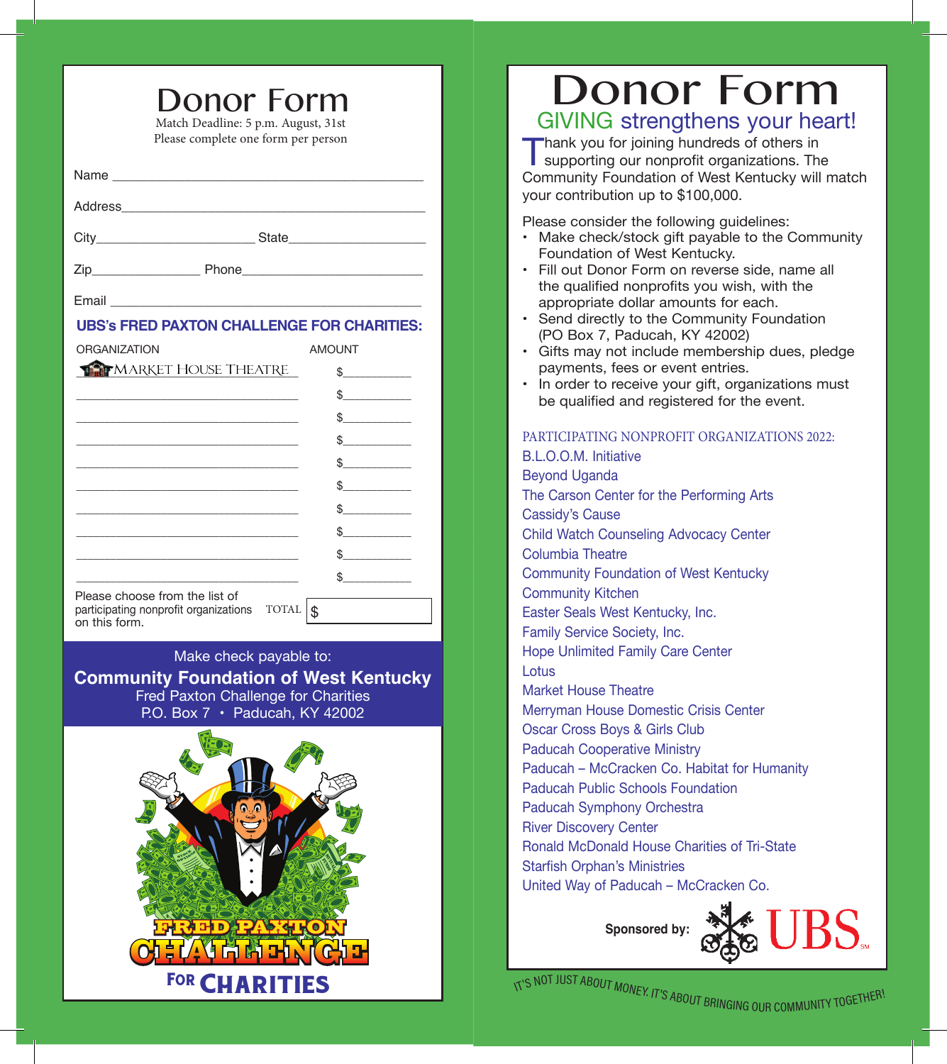# Donor Form

Match Deadline: 5 p.m. August, 31st
Please complete one form per person

Name ______________________________________________

Address ______________________________________________

City ______________________ State ____________________

Zip ________________ Phone __________________________

Email ______________________________________________

**UBS's FRED PAXTON CHALLENGE FOR CHARITIES:**

| ORGANIZATION | AMOUNT |
|---|---|
| Market House Theatre | $__________ |
| ______________________________ | $__________ |
| ______________________________ | $__________ |
| ______________________________ | $__________ |
| ______________________________ | $__________ |
| ______________________________ | $__________ |
| ______________________________ | $__________ |
| ______________________________ | $__________ |
| ______________________________ | $__________ |
| ______________________________ | $__________ |
| TOTAL | $ |

Please choose from the list of participating nonprofit organizations on this form.

Make check payable to:

**Community Foundation of West Kentucky**
Fred Paxton Challenge for Charities
P.O. Box 7 • Paducah, KY 42002

FRED PAXTON CHALLENGE FOR CHARITIES

# Donor Form

## GIVING strengthens your heart!

Thank you for joining hundreds of others in supporting our nonprofit organizations. The Community Foundation of West Kentucky will match your contribution up to $100,000.

Please consider the following guidelines:

- Make check/stock gift payable to the Community Foundation of West Kentucky.
- Fill out Donor Form on reverse side, name all the qualified nonprofits you wish, with the appropriate dollar amounts for each.
- Send directly to the Community Foundation (PO Box 7, Paducah, KY 42002)
- Gifts may not include membership dues, pledge payments, fees or event entries.
- In order to receive your gift, organizations must be qualified and registered for the event.

PARTICIPATING NONPROFIT ORGANIZATIONS 2022:

- B.L.O.O.M. Initiative
- Beyond Uganda
- The Carson Center for the Performing Arts
- Cassidy's Cause
- Child Watch Counseling Advocacy Center
- Columbia Theatre
- Community Foundation of West Kentucky
- Community Kitchen
- Easter Seals West Kentucky, Inc.
- Family Service Society, Inc.
- Hope Unlimited Family Care Center
- Lotus
- Market House Theatre
- Merryman House Domestic Crisis Center
- Oscar Cross Boys & Girls Club
- Paducah Cooperative Ministry
- Paducah – McCracken Co. Habitat for Humanity
- Paducah Public Schools Foundation
- Paducah Symphony Orchestra
- River Discovery Center
- Ronald McDonald House Charities of Tri-State
- Starfish Orphan's Ministries
- United Way of Paducah – McCracken Co.

**Sponsored by:** UBS

IT'S NOT JUST ABOUT MONEY. IT'S ABOUT BRINGING OUR COMMUNITY TOGETHER!